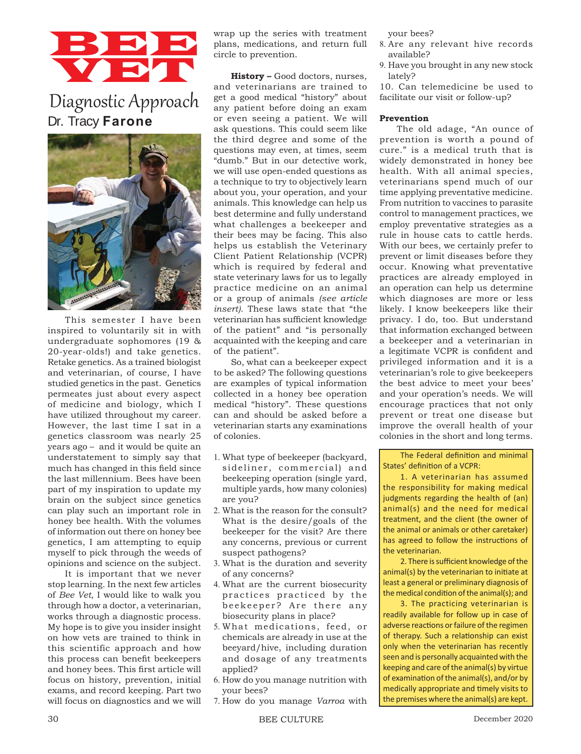# BEE VET

## Diagnostic Approach

### Dr. Tracy Farone

This semester I have been inspired to voluntarily sit in with undergraduate sophomores (19 & 20-year-olds!) and take genetics. Retake genetics. As a trained biologist and veterinarian, of course, I have studied genetics in the past. Genetics permeates just about every aspect of medicine and biology, which I have utilized throughout my career. However, the last time I sat in a genetics classroom was nearly 25 years ago – and it would be quite an understatement to simply say that much has changed in this field since the last millennium. Bees have been part of my inspiration to update my brain on the subject since genetics can play such an important role in honey bee health. With the volumes of information out there on honey bee genetics, I am attempting to equip myself to pick through the weeds of opinions and science on the subject.

It is important that we never stop learning. In the next few articles of *Bee Vet*, I would like to walk you through how a doctor, a veterinarian, works through a diagnostic process. My hope is to give you insider insight on how vets are trained to think in this scientific approach and how this process can benefit beekeepers and honey bees. This first article will focus on history, prevention, initial exams, and record keeping. Part two will focus on diagnostics and we will wrap up the series with treatment plans, medications, and return full circle to prevention.

**History –** Good doctors, nurses, and veterinarians are trained to get a good medical "history" about any patient before doing an exam or even seeing a patient. We will ask questions. This could seem like the third degree and some of the questions may even, at times, seem "dumb." But in our detective work, we will use open-ended questions as a technique to try to objectively learn about you, your operation, and your animals. This knowledge can help us best determine and fully understand what challenges a beekeeper and their bees may be facing. This also helps us establish the Veterinary Client Patient Relationship (VCPR) which is required by federal and state veterinary laws for us to legally practice medicine on an animal or a group of animals *(see article insert)*. These laws state that "the veterinarian has sufficient knowledge of the patient" and "is personally acquainted with the keeping and care of the patient".

So, what can a beekeeper expect to be asked? The following questions are examples of typical information collected in a honey bee operation medical "history". These questions can and should be asked before a veterinarian starts any examinations of colonies.

1. What type of beekeeper (backyard, sideliner, commercial) and beekeeping operation (single yard, multiple yards, how many colonies) are you?
2. What is the reason for the consult? What is the desire/goals of the beekeeper for the visit? Are there any concerns, previous or current suspect pathogens?
3. What is the duration and severity of any concerns?
4. What are the current biosecurity practices practiced by the beekeeper? Are there any biosecurity plans in place?
5. What medications, feed, or chemicals are already in use at the beeyard/hive, including duration and dosage of any treatments applied?
6. How do you manage nutrition with your bees?
7. How do you manage *Varroa* with your bees?
8. Are any relevant hive records available?
9. Have you brought in any new stock lately?
10. Can telemedicine be used to facilitate our visit or follow-up?

**Prevention**

The old adage, "An ounce of prevention is worth a pound of cure." is a medical truth that is widely demonstrated in honey bee health. With all animal species, veterinarians spend much of our time applying preventative medicine. From nutrition to vaccines to parasite control to management practices, we employ preventative strategies as a rule in house cats to cattle herds. With our bees, we certainly prefer to prevent or limit diseases before they occur. Knowing what preventative practices are already employed in an operation can help us determine which diagnoses are more or less likely. I know beekeepers like their privacy. I do, too. But understand that information exchanged between a beekeeper and a veterinarian in a legitimate VCPR is confident and privileged information and it is a veterinarian's role to give beekeepers the best advice to meet your bees' and your operation's needs. We will encourage practices that not only prevent or treat one disease but improve the overall health of your colonies in the short and long terms.

> The Federal definition and minimal States' definition of a VCPR:
>
> 1. A veterinarian has assumed the responsibility for making medical judgments regarding the health of (an) animal(s) and the need for medical treatment, and the client (the owner of the animal or animals or other caretaker) has agreed to follow the instructions of the veterinarian.
>
> 2. There is sufficient knowledge of the animal(s) by the veterinarian to initiate at least a general or preliminary diagnosis of the medical condition of the animal(s); and
>
> 3. The practicing veterinarian is readily available for follow up in case of adverse reactions or failure of the regimen of therapy. Such a relationship can exist only when the veterinarian has recently seen and is personally acquainted with the keeping and care of the animal(s) by virtue of examination of the animal(s), and/or by medically appropriate and timely visits to the premises where the animal(s) are kept.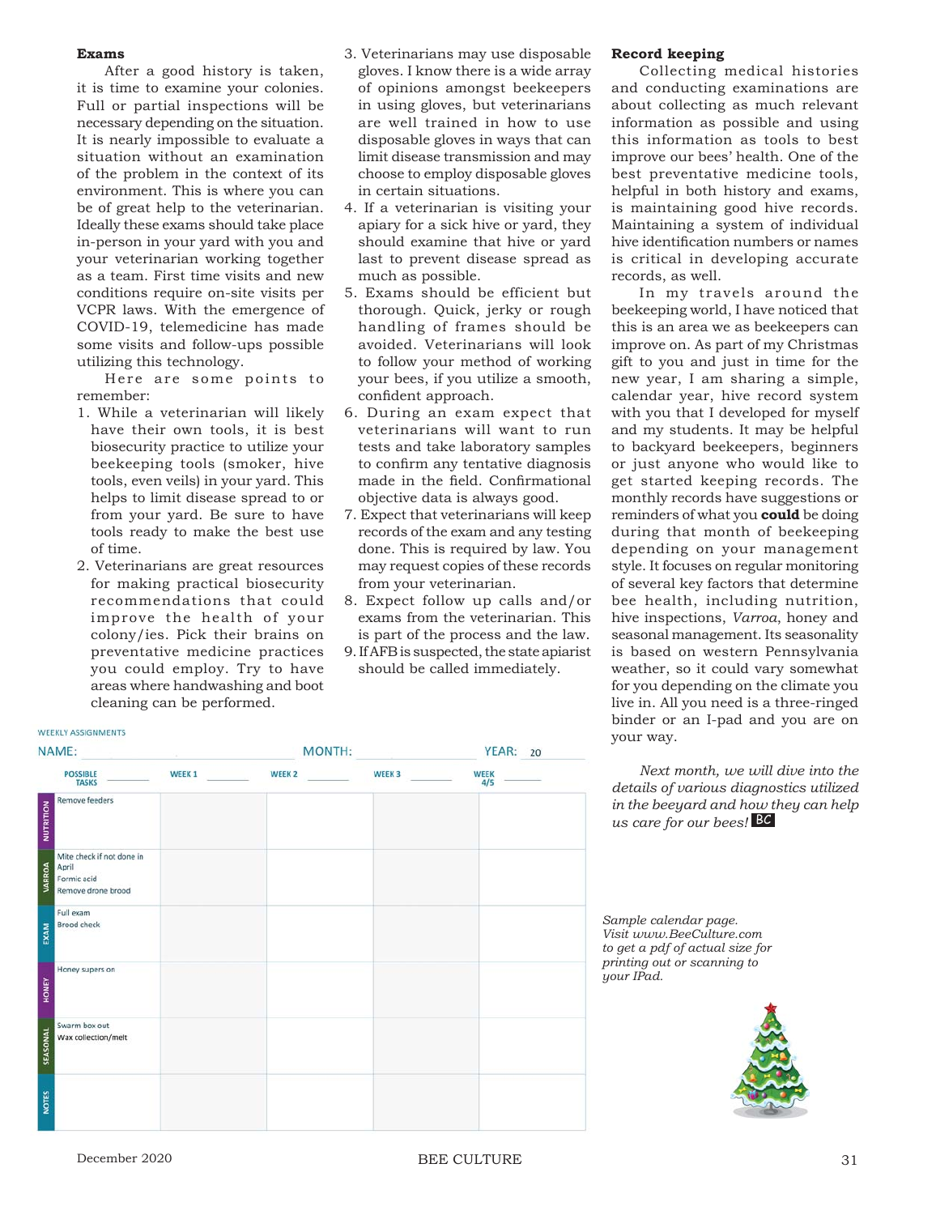## Exams

After a good history is taken, it is time to examine your colonies. Full or partial inspections will be necessary depending on the situation. It is nearly impossible to evaluate a situation without an examination of the problem in the context of its environment. This is where you can be of great help to the veterinarian. Ideally these exams should take place in-person in your yard with you and your veterinarian working together as a team. First time visits and new conditions require on-site visits per VCPR laws. With the emergence of COVID-19, telemedicine has made some visits and follow-ups possible utilizing this technology.

Here are some points to remember:

1. While a veterinarian will likely have their own tools, it is best biosecurity practice to utilize your beekeeping tools (smoker, hive tools, even veils) in your yard. This helps to limit disease spread to or from your yard. Be sure to have tools ready to make the best use of time.
2. Veterinarians are great resources for making practical biosecurity recommendations that could improve the health of your colony/ies. Pick their brains on preventative medicine practices you could employ. Try to have areas where handwashing and boot cleaning can be performed.
3. Veterinarians may use disposable gloves. I know there is a wide array of opinions amongst beekeepers in using gloves, but veterinarians are well trained in how to use disposable gloves in ways that can limit disease transmission and may choose to employ disposable gloves in certain situations.
4. If a veterinarian is visiting your apiary for a sick hive or yard, they should examine that hive or yard last to prevent disease spread as much as possible.
5. Exams should be efficient but thorough. Quick, jerky or rough handling of frames should be avoided. Veterinarians will look to follow your method of working your bees, if you utilize a smooth, confident approach.
6. During an exam expect that veterinarians will want to run tests and take laboratory samples to confirm any tentative diagnosis made in the field. Confirmational objective data is always good.
7. Expect that veterinarians will keep records of the exam and any testing done. This is required by law. You may request copies of these records from your veterinarian.
8. Expect follow up calls and/or exams from the veterinarian. This is part of the process and the law.
9. If AFB is suspected, the state apiarist should be called immediately.

## Record keeping

Collecting medical histories and conducting examinations are about collecting as much relevant information as possible and using this information as tools to best improve our bees' health. One of the best preventative medicine tools, helpful in both history and exams, is maintaining good hive records. Maintaining a system of individual hive identification numbers or names is critical in developing accurate records, as well.

In my travels around the beekeeping world, I have noticed that this is an area we as beekeepers can improve on. As part of my Christmas gift to you and just in time for the new year, I am sharing a simple, calendar year, hive record system with you that I developed for myself and my students. It may be helpful to backyard beekeepers, beginners or just anyone who would like to get started keeping records. The monthly records have suggestions or reminders of what you **could** be doing during that month of beekeeping depending on your management style. It focuses on regular monitoring of several key factors that determine bee health, including nutrition, hive inspections, *Varroa*, honey and seasonal management. Its seasonality is based on western Pennsylvania weather, so it could vary somewhat for you depending on the climate you live in. All you need is a three-ringed binder or an I-pad and you are on your way.

*Next month, we will dive into the details of various diagnostics utilized in the beeyard and how they can help us care for our bees!* BC

WEEKLY ASSIGNMENTS

NAME: MONTH: YEAR: 20

| | POSSIBLE TASKS | WEEK 1 | WEEK 2 | WEEK 3 | WEEK 4/5 |
|---|---|---|---|---|---|
| NUTRITION | Remove feeders | | | | |
| VARROA | Mite check if not done in April<br>Formic acid<br>Remove drone brood | | | | |
| EXAM | Full exam<br>Brood check | | | | |
| HONEY | Honey supers on | | | | |
| SEASONAL | Swarm box out<br>Wax collection/melt | | | | |
| NOTES | | | | | |

*Sample calendar page. Visit www.BeeCulture.com to get a pdf of actual size for printing out or scanning to your IPad.*